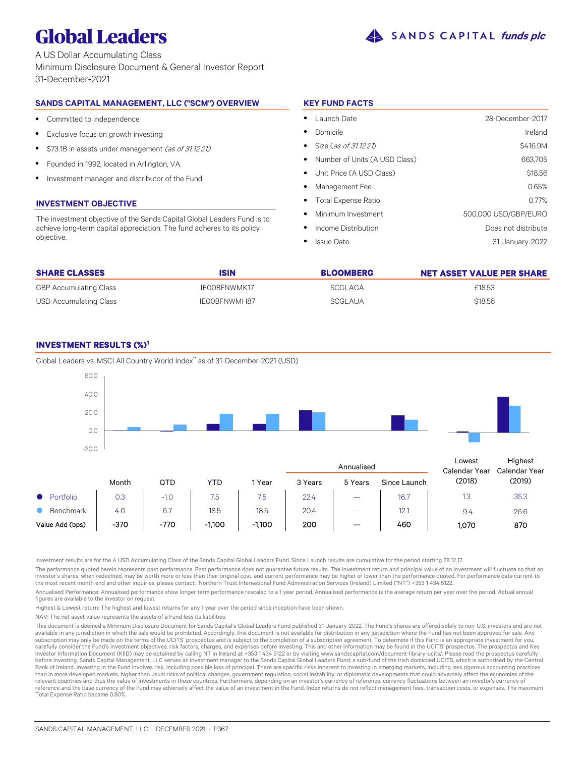# Global Leaders

SANDS CAPITAL *funds plc*

A US Dollar Accumulating Class
Minimum Disclosure Document & General Investor Report
31-December-2021

## SANDS CAPITAL MANAGEMENT, LLC ("SCM") OVERVIEW

- Committed to independence
- Exclusive focus on growth investing
- $73.1B in assets under management *(as of 31.12.21)*
- Founded in 1992, located in Arlington, VA.
- Investment manager and distributor of the Fund

## INVESTMENT OBJECTIVE

The investment objective of the Sands Capital Global Leaders Fund is to achieve long-term capital appreciation. The fund adheres to its policy objective.

## KEY FUND FACTS

| | |
|---|---|
| Launch Date | 28-December-2017 |
| Domicile | Ireland |
| Size *(as of 31.12.21)* | $416.9M |
| Number of Units (A USD Class) | 663,705 |
| Unit Price (A USD Class) | $18.56 |
| Management Fee | 0.65% |
| Total Expense Ratio | 0.77% |
| Minimum Investment | 500,000 USD/GBP/EURO |
| Income Distribution | Does not distribute |
| Issue Date | 31-January-2022 |

| SHARE CLASSES | ISIN | BLOOMBERG | NET ASSET VALUE PER SHARE |
|---|---|---|---|
| GBP Accumulating Class | IE00BFNWMK17 | SCGLAGA | £18.53 |
| USD Accumulating Class | IE00BFNWMH87 | SCGLAUA | $18.56 |

## INVESTMENT RESULTS (%)[1]

Global Leaders vs. MSCI All Country World Index** as of 31-December-2021 (USD)

| | Month | QTD | YTD | 1 Year | Annualised 3 Years | Annualised 5 Years | Annualised Since Launch | Lowest Calendar Year (2018) | Highest Calendar Year (2019) |
|---|---|---|---|---|---|---|---|---|---|
| Portfolio | 0.3 | -1.0 | 7.5 | 7.5 | 22.4 | — | 16.7 | 1.3 | 35.3 |
| Benchmark | 4.0 | 6.7 | 18.5 | 18.5 | 20.4 | — | 12.1 | -9.4 | 26.6 |
| Value Add (bps) | -370 | -770 | -1,100 | -1,100 | 200 | — | 460 | 1,070 | 870 |

Investment results are for the A USD Accumulating Class of the Sands Capital Global Leaders Fund. Since Launch results are cumulative for the period starting 28.12.17.

The performance quoted herein represents past performance. Past performance does not guarantee future results. The investment return and principal value of an investment will fluctuate so that an investor's shares, when redeemed, may be worth more or less than their original cost, and current performance may be higher or lower than the performance quoted. For performance data current to the most recent month end and other inquiries, please contact: Northern Trust International Fund Administration Services (Ireland) Limited ("NT") +353 1 434 5122.

Annualised Performance: Annualised performance show longer term performance rescaled to a 1 year period. Annualised performance is the average return per year over the period. Actual annual figures are available to the investor on request.

Highest & Lowest return: The highest and lowest returns for any 1 year over the period since inception have been shown.

NAV: The net asset value represents the assets of a Fund less its liabilities.

This document is deemed a Minimum Disclosure Document for Sands Capital's Global Leaders Fund published 31-January-2022. The Fund's shares are offered solely to non-U.S. investors and are not available in any jurisdiction in which the sale would be prohibited. Accordingly, this document is not available for distribution in any jurisdiction where the Fund has not been approved for sale. Any subscription may only be made on the terms of the UCITS' prospectus and is subject to the completion of a subscription agreement. To determine if this Fund is an appropriate investment for you, carefully consider the Fund's investment objectives, risk factors, charges, and expenses before investing. This and other information may be found in the UCITS' prospectus. The prospectus and Key Investor Information Document (KIID) may be obtained by calling NT in Ireland at +353 1 434 5122 or by visiting www.sandscapital.com/document-library-ucits/. Please read the prospectus carefully before investing. Sands Capital Management, LLC serves as investment manager to the Sands Capital Global Leaders Fund, a sub-fund of the Irish domiciled UCITS, which is authorised by the Central Bank of Ireland. Investing in the Fund involves risk, including possible loss of principal. There are specific risks inherent to investing in emerging markets, including less rigorous accounting practices than in more developed markets, higher than usual risks of political changes, government regulation, social instability, or diplomatic developments that could adversely affect the economies of the relevant countries and thus the value of investments in those countries. Furthermore, depending on an investor's currency of reference, currency fluctuations between an investor's currency of reference and the base currency of the Fund may adversely affect the value of an investment in the Fund. Index returns do not reflect management fees, transaction costs, or expenses. The maximum Total Expense Ratio became 0.80%.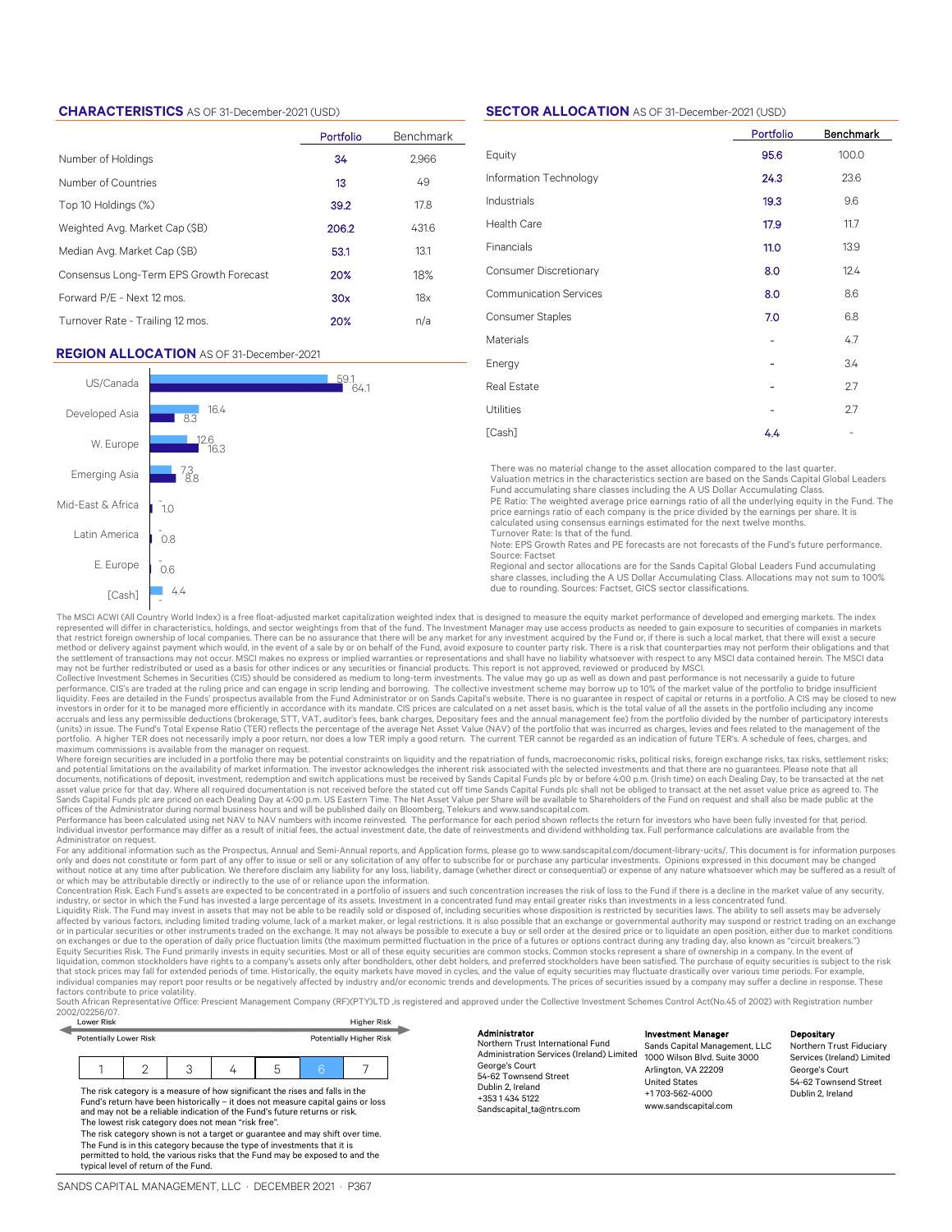## CHARACTERISTICS AS OF 31-December-2021 (USD)

| | Portfolio | Benchmark |
|---|---|---|
| Number of Holdings | 34 | 2,966 |
| Number of Countries | 13 | 49 |
| Top 10 Holdings (%) | 39.2 | 17.8 |
| Weighted Avg. Market Cap ($B) | 206.2 | 431.6 |
| Median Avg. Market Cap ($B) | 53.1 | 13.1 |
| Consensus Long-Term EPS Growth Forecast | 20% | 18% |
| Forward P/E - Next 12 mos. | 30x | 18x |
| Turnover Rate - Trailing 12 mos. | 20% | n/a |

## REGION ALLOCATION AS OF 31-December-2021

US/Canada 59.1 64.1
Developed Asia 16.4 8.3
W. Europe 12.6 16.3
Emerging Asia 7.3 8.8
Mid-East & Africa - 1.0
Latin America - 0.8
E. Europe - 0.6
[Cash] 4.4 -

## SECTOR ALLOCATION AS OF 31-December-2021 (USD)

| | Portfolio | Benchmark |
|---|---|---|
| Equity | 95.6 | 100.0 |
| Information Technology | 24.3 | 23.6 |
| Industrials | 19.3 | 9.6 |
| Health Care | 17.9 | 11.7 |
| Financials | 11.0 | 13.9 |
| Consumer Discretionary | 8.0 | 12.4 |
| Communication Services | 8.0 | 8.6 |
| Consumer Staples | 7.0 | 6.8 |
| Materials | - | 4.7 |
| Energy | - | 3.4 |
| Real Estate | - | 2.7 |
| Utilities | - | 2.7 |
| [Cash] | 4.4 | - |

There was no material change to the asset allocation compared to the last quarter.
Valuation metrics in the characteristics section are based on the Sands Capital Global Leaders Fund accumulating share classes including the A US Dollar Accumulating Class.
PE Ratio: The weighted average price earnings ratio of all the underlying equity in the Fund. The price earnings ratio of each company is the price divided by the earnings per share. It is calculated using consensus earnings estimated for the next twelve months.
Turnover Rate: Is that of the fund.
Note: EPS Growth Rates and PE forecasts are not forecasts of the Fund's future performance.
Source: Factset
Regional and sector allocations are for the Sands Capital Global Leaders Fund accumulating share classes, including the A US Dollar Accumulating Class. Allocations may not sum to 100% due to rounding. Sources: Factset, GICS sector classifications.

The MSCI ACWI (All Country World Index) is a free float-adjusted market capitalization weighted index that is designed to measure the equity market performance of developed and emerging markets. The index represented will differ in characteristics, holdings, and sector weightings from that of the fund. The Investment Manager may use access products as needed to gain exposure to securities of companies in markets that restrict foreign ownership of local companies. There can be no assurance that there will be any market for any investment acquired by the Fund or, if there is such a local market, that there will exist a secure method or delivery against payment which would, in the event of a sale by or on behalf of the Fund, avoid exposure to counter party risk. There is a risk that counterparties may not perform their obligations and that the settlement of transactions may not occur. MSCI makes no express or implied warranties or representations and shall have no liability whatsoever with respect to any MSCI data contained herein. The MSCI data may not be further redistributed or used as a basis for other indices or any securities or financial products. This report is not approved, reviewed or produced by MSCI.
Collective Investment Schemes in Securities (CIS) should be considered as medium to long-term investments. The value may go up as well as down and past performance is not necessarily a guide to future performance. CIS's are traded at the ruling price and can engage in scrip lending and borrowing. The collective investment scheme may borrow up to 10% of the market value of the portfolio to bridge insufficient liquidity. Fees are detailed in the Funds' prospectus available from the Fund Administrator or on Sands Capital's website. There is no guarantee in respect of capital or returns in a portfolio. A CIS may be closed to new investors in order for it to be managed more efficiently in accordance with its mandate. CIS prices are calculated on a net asset basis, which is the total value of all the assets in the portfolio including any income accruals and less any permissible deductions (brokerage, STT, VAT, auditor's fees, bank charges, Depositary fees and the annual management fee) from the portfolio divided by the number of participatory interests (units) in issue. The Fund's Total Expense Ratio (TER) reflects the percentage of the average Net Asset Value (NAV) of the portfolio that was incurred as charges, levies and fees related to the management of the portfolio. A higher TER does not necessarily imply a poor return, nor does a low TER imply a good return. The current TER cannot be regarded as an indication of future TER's. A schedule of fees, charges, and maximum commissions is available from the manager on request.
Where foreign securities are included in a portfolio there may be potential constraints on liquidity and the repatriation of funds, macroeconomic risks, political risks, foreign exchange risks, tax risks, settlement risks; and potential limitations on the availability of market information. The investor acknowledges the inherent risk associated with the selected investments and that there are no guarantees. Please note that all documents, notifications of deposit, investment, redemption and switch applications must be received by Sands Capital Funds plc by or before 4:00 p.m. (Irish time) on each Dealing Day, to be transacted at the net asset value price for that day. Where all required documentation is not received before the stated cut off time Sands Capital Funds plc shall not be obliged to transact at the net asset value price as agreed to. The Sands Capital Funds plc are priced on each Dealing Day at 4:00 p.m. US Eastern Time. The Net Asset Value per Share will be available to Shareholders of the Fund on request and shall also be made public at the offices of the Administrator during normal business hours and will be published daily on Bloomberg, Telekurs and www.sandscapital.com.
Performance has been calculated using net NAV to NAV numbers with income reinvested. The performance for each period shown reflects the return for investors who have been fully invested for that period. Individual investor performance may differ as a result of initial fees, the actual investment date, the date of reinvestments and dividend withholding tax. Full performance calculations are available from the Administrator on request.
For any additional information such as the Prospectus, Annual and Semi-Annual reports, and Application forms, please go to www.sandscapital.com/document-library-ucits/. This document is for information purposes only and does not constitute or form part of any offer to issue or sell or any solicitation of any offer to subscribe for or purchase any particular investments. Opinions expressed in this document may be changed without notice at any time after publication. We therefore disclaim any liability for any loss, liability, damage (whether direct or consequential) or expense of any nature whatsoever which may be suffered as a result of or which may be attributable directly or indirectly to the use of or reliance upon the information.
Concentration Risk. Each Fund's assets are expected to be concentrated in a portfolio of issuers and such concentration increases the risk of loss to the Fund if there is a decline in the market value of any security, industry, or sector in which the Fund has invested a large percentage of its assets. Investment in a concentrated fund may entail greater risks than investments in a less concentrated fund.
Liquidity Risk. The Fund may invest in assets that may not be able to be readily sold or disposed of, including securities whose disposition is restricted by securities laws. The ability to sell assets may be adversely affected by various factors, including limited trading volume, lack of a market maker, or legal restrictions. It is also possible that an exchange or governmental authority may suspend or restrict trading on an exchange or in particular securities or other instruments traded on the exchange. It may not always be possible to execute a buy or sell order at the desired price or to liquidate an open position, either due to market conditions on exchanges or due to the operation of daily price fluctuation limits (the maximum permitted fluctuation in the price of a futures or options contract during any trading day, also known as "circuit breakers.")
Equity Securities Risk. The Fund primarily invests in equity securities. Most or all of these equity securities are common stocks. Common stocks represent a share of ownership in a company. In the event of liquidation, common stockholders have rights to a company's assets only after bondholders, other debt holders, and preferred stockholders have been satisfied. The purchase of equity securities is subject to the risk that stock prices may fall for extended periods of time. Historically, the equity markets have moved in cycles, and the value of equity securities may fluctuate drastically over various time periods. For example, individual companies may report poor results or be negatively affected by industry and/or economic trends and developments. The prices of securities issued by a company may suffer a decline in response. These factors contribute to price volatility.
South African Representative Office: Prescient Management Company (RF)(PTY)LTD ,is registered and approved under the Collective Investment Schemes Control Act(No.45 of 2002) with Registration number 2002/02256/07.

Lower Risk — Higher Risk
Potentially Lower Risk — Potentially Higher Risk

| 1 | 2 | 3 | 4 | 5 | 6 | 7 |
|---|---|---|---|---|---|---|

The risk category is a measure of how significant the rises and falls in the Fund's return have been historically – it does not measure capital gains or loss and may not be a reliable indication of the Fund's future returns or risk.
The lowest risk category does not mean "risk free".
The risk category shown is not a target or guarantee and may shift over time.
The Fund is in this category because the type of investments that it is permitted to hold, the various risks that the Fund may be exposed to and the typical level of return of the Fund.

**Administrator**
Northern Trust International Fund Administration Services (Ireland) Limited
George's Court
54-62 Townsend Street
Dublin 2, Ireland
+353 1 434 5122
Sandscapital_ta@ntrs.com

**Investment Manager**
Sands Capital Management, LLC
1000 Wilson Blvd. Suite 3000
Arlington, VA 22209
United States
+1 703-562-4000
www.sandscapital.com

**Depositary**
Northern Trust Fiduciary Services (Ireland) Limited
George's Court
54-62 Townsend Street
Dublin 2, Ireland